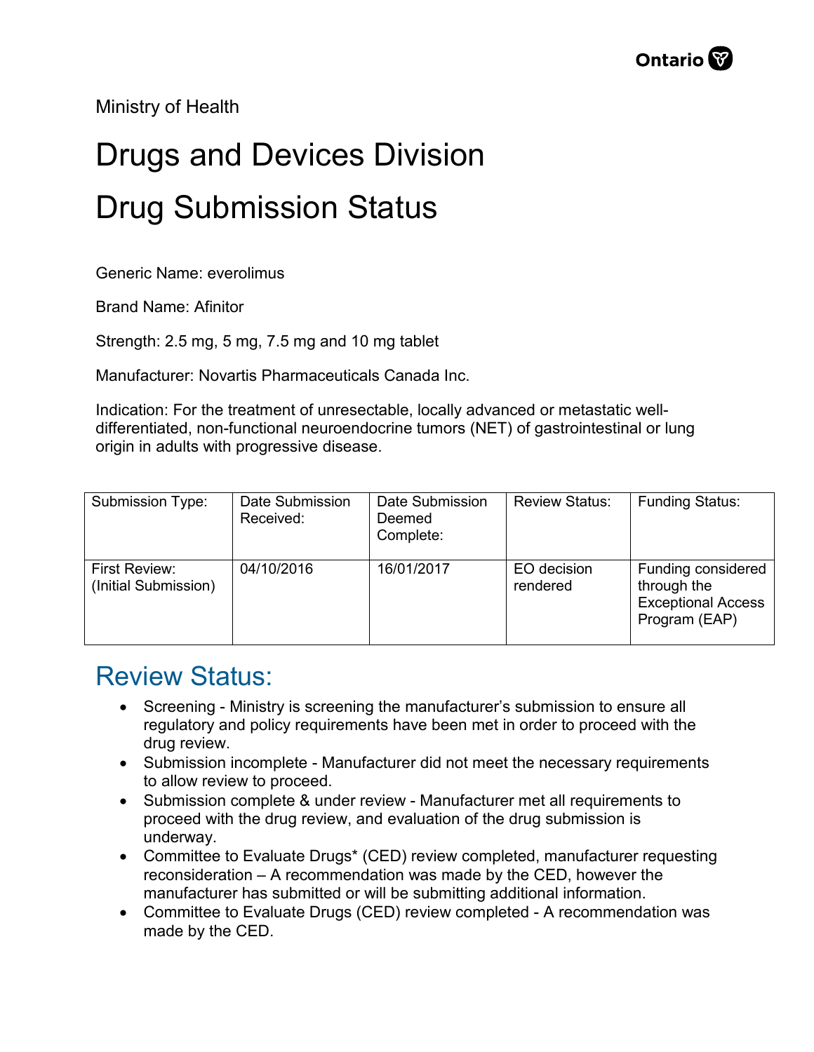Ministry of Health

# Drugs and Devices Division

# Drug Submission Status

Generic Name: everolimus

Brand Name: Afinitor

Strength: 2.5 mg, 5 mg, 7.5 mg and 10 mg tablet

Manufacturer: Novartis Pharmaceuticals Canada Inc.

Indication: For the treatment of unresectable, locally advanced or metastatic well-differentiated, non-functional neuroendocrine tumors (NET) of gastrointestinal or lung origin in adults with progressive disease.

| Submission Type: | Date Submission Received: | Date Submission Deemed Complete: | Review Status: | Funding Status: |
|---|---|---|---|---|
| First Review: (Initial Submission) | 04/10/2016 | 16/01/2017 | EO decision rendered | Funding considered through the Exceptional Access Program (EAP) |

## Review Status:

- Screening - Ministry is screening the manufacturer's submission to ensure all regulatory and policy requirements have been met in order to proceed with the drug review.
- Submission incomplete - Manufacturer did not meet the necessary requirements to allow review to proceed.
- Submission complete & under review - Manufacturer met all requirements to proceed with the drug review, and evaluation of the drug submission is underway.
- Committee to Evaluate Drugs* (CED) review completed, manufacturer requesting reconsideration – A recommendation was made by the CED, however the manufacturer has submitted or will be submitting additional information.
- Committee to Evaluate Drugs (CED) review completed - A recommendation was made by the CED.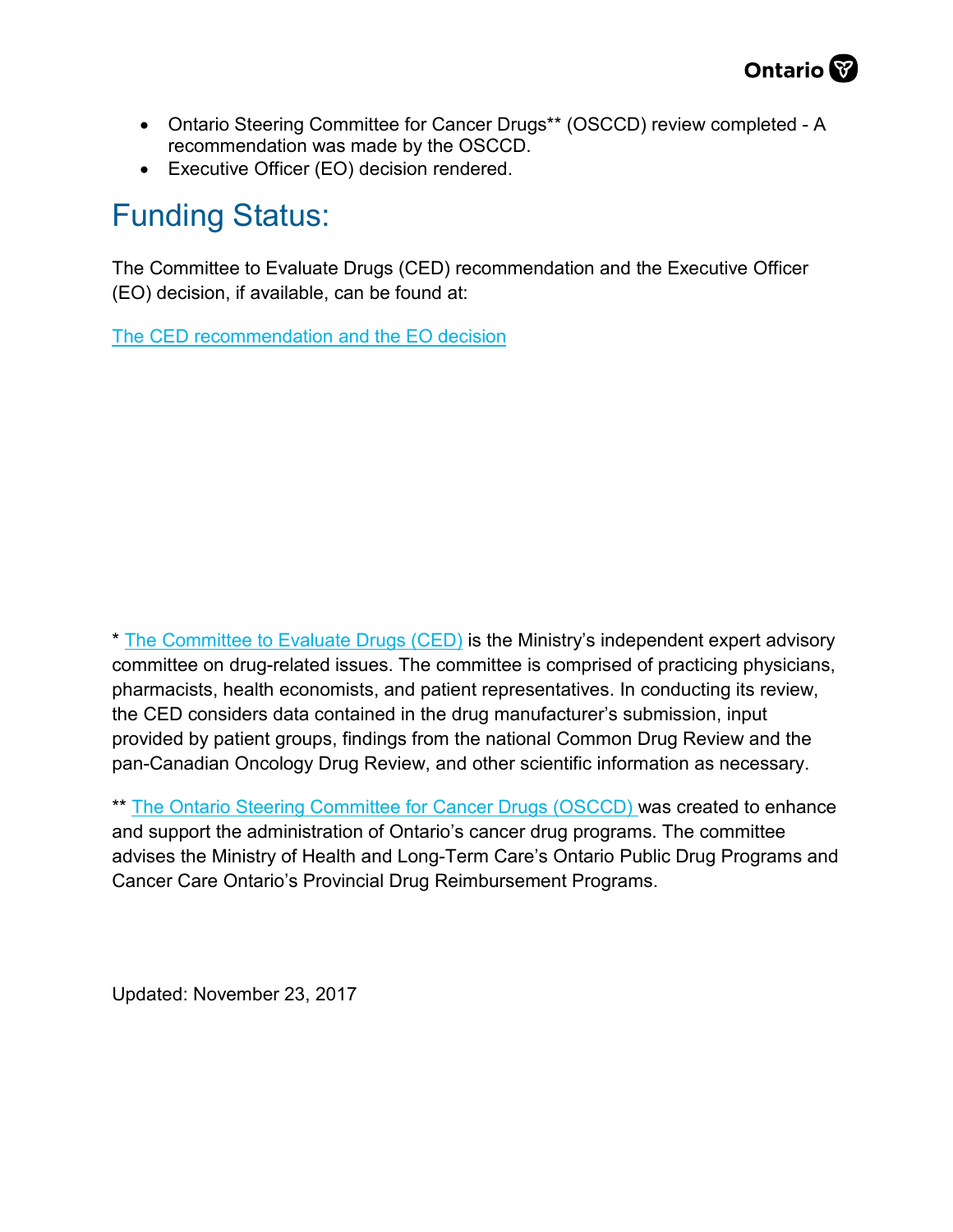- Ontario Steering Committee for Cancer Drugs** (OSCCD) review completed - A recommendation was made by the OSCCD.
- Executive Officer (EO) decision rendered.

## Funding Status:

The Committee to Evaluate Drugs (CED) recommendation and the Executive Officer (EO) decision, if available, can be found at:

The CED recommendation and the EO decision

* The Committee to Evaluate Drugs (CED) is the Ministry's independent expert advisory committee on drug-related issues. The committee is comprised of practicing physicians, pharmacists, health economists, and patient representatives. In conducting its review, the CED considers data contained in the drug manufacturer's submission, input provided by patient groups, findings from the national Common Drug Review and the pan-Canadian Oncology Drug Review, and other scientific information as necessary.

** The Ontario Steering Committee for Cancer Drugs (OSCCD) was created to enhance and support the administration of Ontario's cancer drug programs. The committee advises the Ministry of Health and Long-Term Care's Ontario Public Drug Programs and Cancer Care Ontario's Provincial Drug Reimbursement Programs.

Updated: November 23, 2017